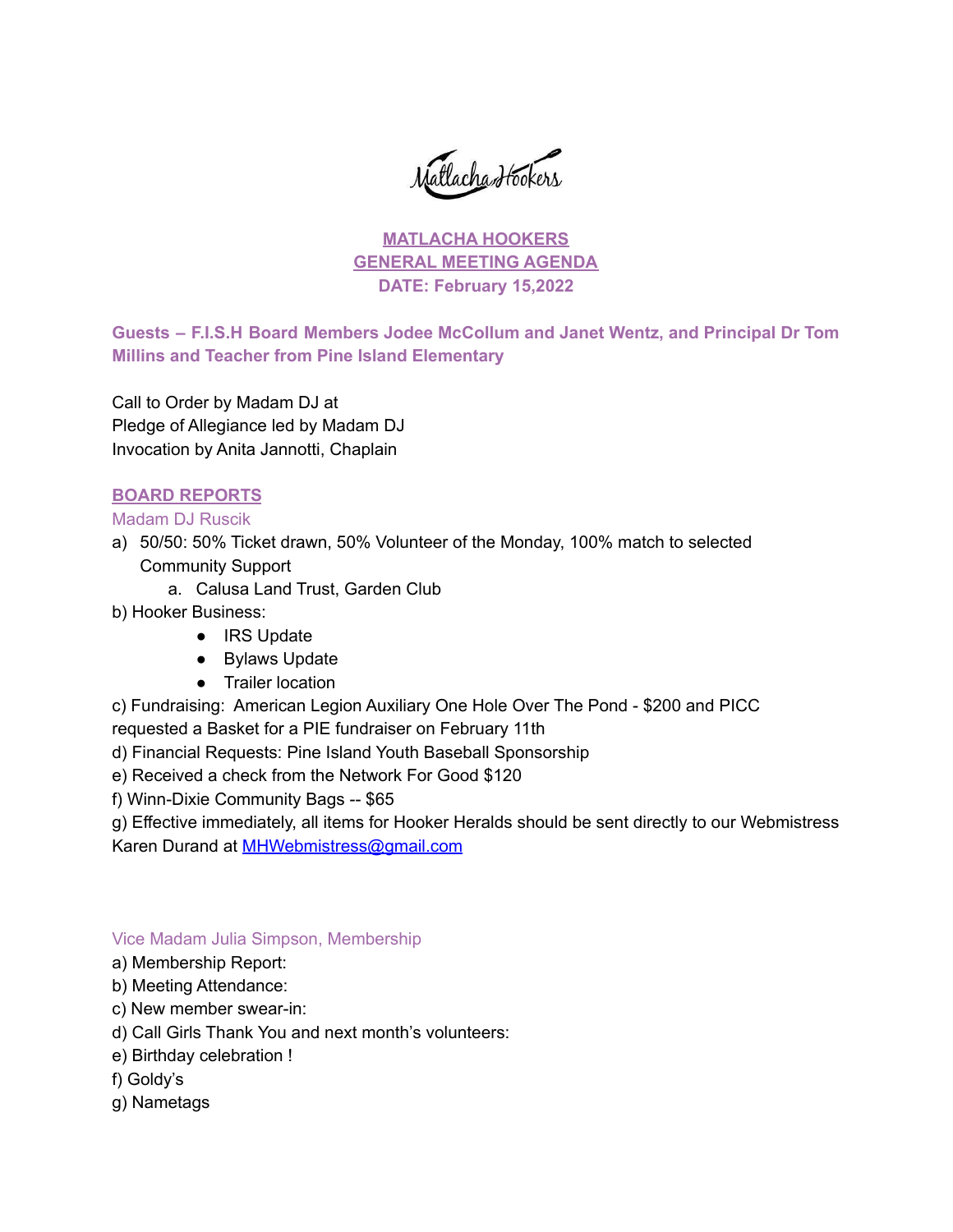Matlacha Hookers

**MATLACHA HOOKERS**
**GENERAL MEETING AGENDA**
**DATE: February 15,2022**

**Guests – F.I.S.H Board Members Jodee McCollum and Janet Wentz, and Principal Dr Tom Millins and Teacher from Pine Island Elementary**

Call to Order by Madam DJ at
Pledge of Allegiance led by Madam DJ
Invocation by Anita Jannotti, Chaplain

## BOARD REPORTS

### Madam DJ Ruscik

a) 50/50: 50% Ticket drawn, 50% Volunteer of the Monday, 100% match to selected Community Support
    a. Calusa Land Trust, Garden Club

b) Hooker Business:
- IRS Update
- Bylaws Update
- Trailer location

c) Fundraising: American Legion Auxiliary One Hole Over The Pond - $200 and PICC requested a Basket for a PIE fundraiser on February 11th
d) Financial Requests: Pine Island Youth Baseball Sponsorship
e) Received a check from the Network For Good $120
f) Winn-Dixie Community Bags -- $65
g) Effective immediately, all items for Hooker Heralds should be sent directly to our Webmistress Karen Durand at MHWebmistress@gmail.com

### Vice Madam Julia Simpson, Membership

a) Membership Report:
b) Meeting Attendance:
c) New member swear-in:
d) Call Girls Thank You and next month's volunteers:
e) Birthday celebration !
f) Goldy's
g) Nametags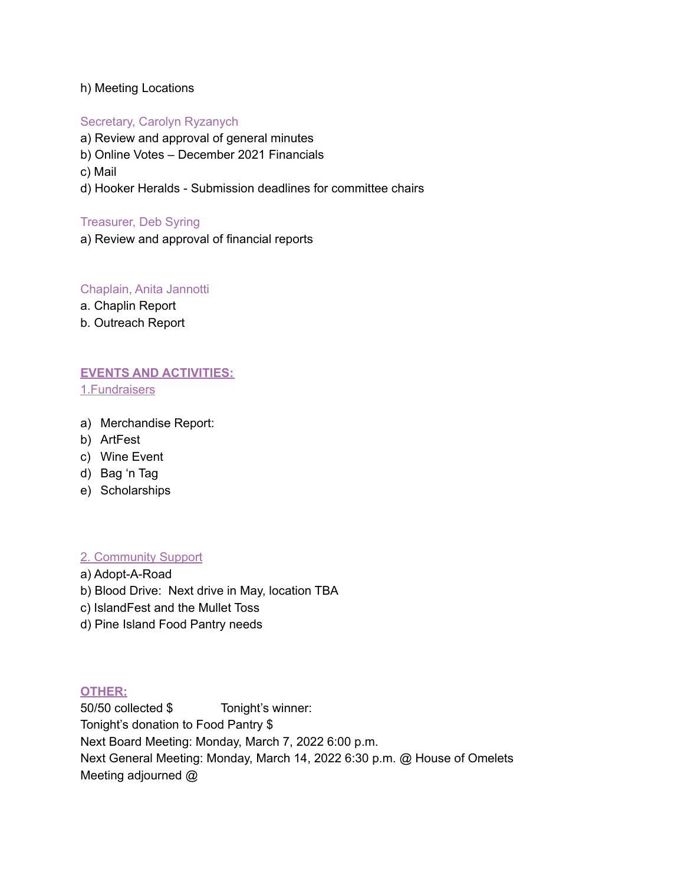h) Meeting Locations

### Secretary, Carolyn Ryzanych

a) Review and approval of general minutes
b) Online Votes – December 2021 Financials
c) Mail
d) Hooker Heralds - Submission deadlines for committee chairs

### Treasurer, Deb Syring

a) Review and approval of financial reports

### Chaplain, Anita Jannotti

a. Chaplin Report
b. Outreach Report

## EVENTS AND ACTIVITIES:

### 1.Fundraisers

a) Merchandise Report:
b) ArtFest
c) Wine Event
d) Bag 'n Tag
e) Scholarships

### 2. Community Support

a) Adopt-A-Road
b) Blood Drive: Next drive in May, location TBA
c) IslandFest and the Mullet Toss
d) Pine Island Food Pantry needs

## OTHER:

50/50 collected $ Tonight's winner:
Tonight's donation to Food Pantry $
Next Board Meeting: Monday, March 7, 2022 6:00 p.m.
Next General Meeting: Monday, March 14, 2022 6:30 p.m. @ House of Omelets
Meeting adjourned @